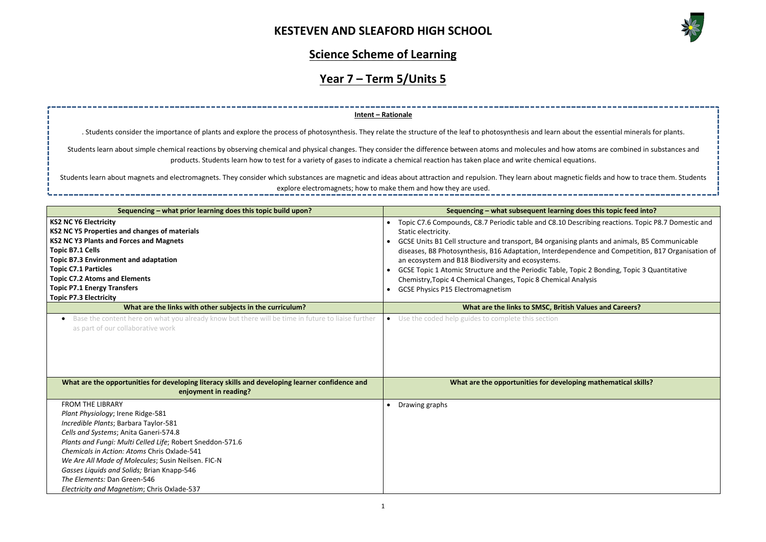# KESTEVEN AND SLEAFORD HIGH SCHOOL

## Science Scheme of Learning

## Year 7 – Term 5/Units 5

**Intent – Rationale**

. Students consider the importance of plants and explore the process of photosynthesis. They relate the structure of the leaf to photosynthesis and learn about the essential minerals for plants.

Students learn about simple chemical reactions by observing chemical and physical changes. They consider the difference between atoms and molecules and how atoms are combined in substances and products. Students learn how to test for a variety of gases to indicate a chemical reaction has taken place and write chemical equations.

Students learn about magnets and electromagnets. They consider which substances are magnetic and ideas about attraction and repulsion. They learn about magnetic fields and how to trace them. Students explore electromagnets; how to make them and how they are used.

| Sequencing – what prior learning does this topic build upon? | Sequencing – what subsequent learning does this topic feed into? |
|---|---|
| **KS2 NC Y6 Electricity**<br>**KS2 NC Y5 Properties and changes of materials**<br>**KS2 NC Y3 Plants and Forces and Magnets**<br>**Topic B7.1 Cells**<br>**Topic B7.3 Environment and adaptation**<br>**Topic C7.1 Particles**<br>**Topic C7.2 Atoms and Elements**<br>**Topic P7.1 Energy Transfers**<br>**Topic P7.3 Electricity** | • Topic C7.6 Compounds, C8.7 Periodic table and C8.10 Describing reactions. Topic P8.7 Domestic and Static electricity.<br>• GCSE Units B1 Cell structure and transport, B4 organising plants and animals, B5 Communicable diseases, B8 Photosynthesis, B16 Adaptation, Interdependence and Competition, B17 Organisation of an ecosystem and B18 Biodiversity and ecosystems.<br>• GCSE Topic 1 Atomic Structure and the Periodic Table, Topic 2 Bonding, Topic 3 Quantitative Chemistry,Topic 4 Chemical Changes, Topic 8 Chemical Analysis<br>• GCSE Physics P15 Electromagnetism |
| **What are the links with other subjects in the curriculum?** | **What are the links to SMSC, British Values and Careers?** |
| • Base the content here on what you already know but there will be time in future to liaise further as part of our collaborative work | • Use the coded help guides to complete this section |
| **What are the opportunities for developing literacy skills and developing learner confidence and enjoyment in reading?** | **What are the opportunities for developing mathematical skills?** |
| FROM THE LIBRARY<br>*Plant Physiology*; Irene Ridge-581<br>*Incredible Plants*; Barbara Taylor-581<br>*Cells and Systems*; Anita Ganeri-574.8<br>*Plants and Fungi: Multi Celled Life*; Robert Sneddon-571.6<br>*Chemicals in Action: Atoms* Chris Oxlade-541<br>*We Are All Made of Molecules*; Susin Neilsen. FIC-N<br>*Gasses Liquids and Solids;* Brian Knapp-546<br>*The Elements:* Dan Green-546<br>*Electricity and Magnetism*; Chris Oxlade-537 | • Drawing graphs |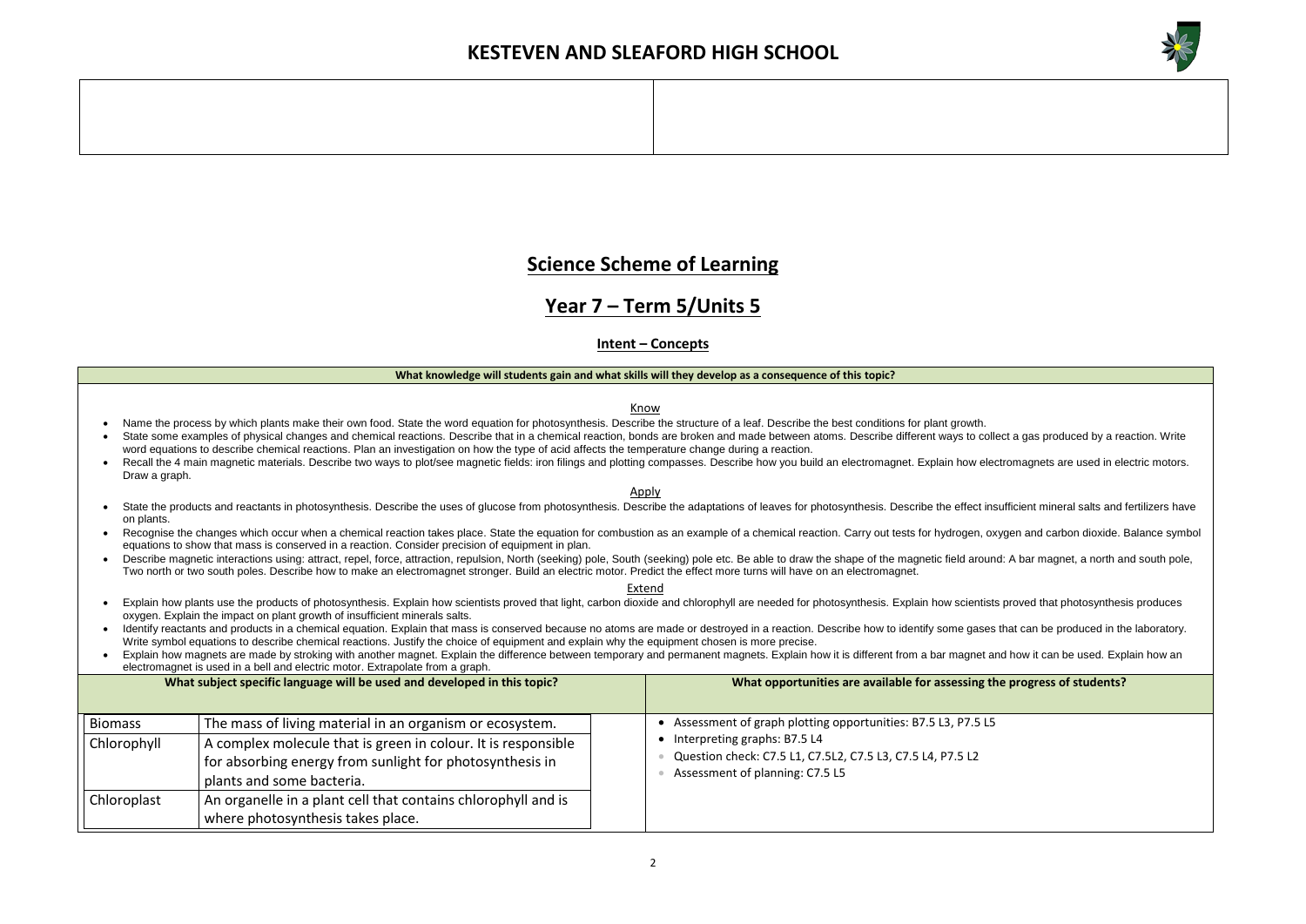# KESTEVEN AND SLEAFORD HIGH SCHOOL

## Science Scheme of Learning

## Year 7 – Term 5/Units 5

### Intent – Concepts

**What knowledge will students gain and what skills will they develop as a consequence of this topic?**

Know

- Name the process by which plants make their own food. State the word equation for photosynthesis. Describe the structure of a leaf. Describe the best conditions for plant growth.
- State some examples of physical changes and chemical reactions. Describe that in a chemical reaction, bonds are broken and made between atoms. Describe different ways to collect a gas produced by a reaction. Write word equations to describe chemical reactions. Plan an investigation on how the type of acid affects the temperature change during a reaction.
- Recall the 4 main magnetic materials. Describe two ways to plot/see magnetic fields: iron filings and plotting compasses. Describe how you build an electromagnet. Explain how electromagnets are used in electric motors. Draw a graph.

Apply

- State the products and reactants in photosynthesis. Describe the uses of glucose from photosynthesis. Describe the adaptations of leaves for photosynthesis. Describe the effect insufficient mineral salts and fertilizers have on plants.
- Recognise the changes which occur when a chemical reaction takes place. State the equation for combustion as an example of a chemical reaction. Carry out tests for hydrogen, oxygen and carbon dioxide. Balance symbol equations to show that mass is conserved in a reaction. Consider precision of equipment in plan.
- Describe magnetic interactions using: attract, repel, force, attraction, repulsion, North (seeking) pole, South (seeking) pole etc. Be able to draw the shape of the magnetic field around: A bar magnet, a north and south pole, Two north or two south poles. Describe how to make an electromagnet stronger. Build an electric motor. Predict the effect more turns will have on an electromagnet.

Extend

- Explain how plants use the products of photosynthesis. Explain how scientists proved that light, carbon dioxide and chlorophyll are needed for photosynthesis. Explain how scientists proved that photosynthesis produces oxygen. Explain the impact on plant growth of insufficient minerals salts.
- Identify reactants and products in a chemical equation. Explain that mass is conserved because no atoms are made or destroyed in a reaction. Describe how to identify some gases that can be produced in the laboratory. Write symbol equations to describe chemical reactions. Justify the choice of equipment and explain why the equipment chosen is more precise.
- Explain how magnets are made by stroking with another magnet. Explain the difference between temporary and permanent magnets. Explain how it is different from a bar magnet and how it can be used. Explain how an electromagnet is used in a bell and electric motor. Extrapolate from a graph.

**What subject specific language will be used and developed in this topic?**

| Term | Definition |
|---|---|
| Biomass | The mass of living material in an organism or ecosystem. |
| Chlorophyll | A complex molecule that is green in colour. It is responsible for absorbing energy from sunlight for photosynthesis in plants and some bacteria. |
| Chloroplast | An organelle in a plant cell that contains chlorophyll and is where photosynthesis takes place. |

**What opportunities are available for assessing the progress of students?**

- Assessment of graph plotting opportunities: B7.5 L3, P7.5 L5
- Interpreting graphs: B7.5 L4
- Question check: C7.5 L1, C7.5L2, C7.5 L3, C7.5 L4, P7.5 L2
- Assessment of planning: C7.5 L5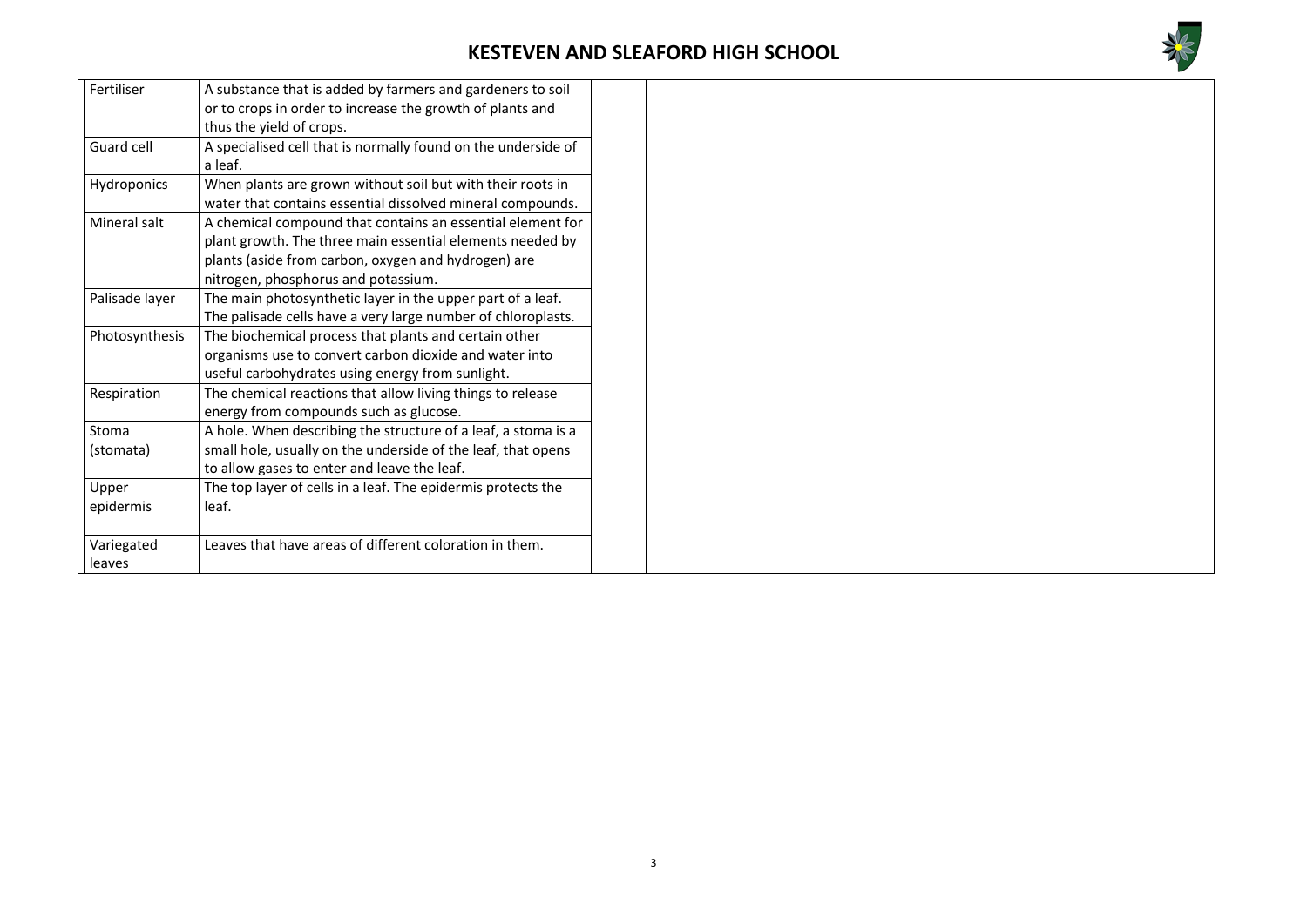| | |
|---|---|
| Fertiliser | A substance that is added by farmers and gardeners to soil or to crops in order to increase the growth of plants and thus the yield of crops. |
| Guard cell | A specialised cell that is normally found on the underside of a leaf. |
| Hydroponics | When plants are grown without soil but with their roots in water that contains essential dissolved mineral compounds. |
| Mineral salt | A chemical compound that contains an essential element for plant growth. The three main essential elements needed by plants (aside from carbon, oxygen and hydrogen) are nitrogen, phosphorus and potassium. |
| Palisade layer | The main photosynthetic layer in the upper part of a leaf. The palisade cells have a very large number of chloroplasts. |
| Photosynthesis | The biochemical process that plants and certain other organisms use to convert carbon dioxide and water into useful carbohydrates using energy from sunlight. |
| Respiration | The chemical reactions that allow living things to release energy from compounds such as glucose. |
| Stoma (stomata) | A hole. When describing the structure of a leaf, a stoma is a small hole, usually on the underside of the leaf, that opens to allow gases to enter and leave the leaf. |
| Upper epidermis | The top layer of cells in a leaf. The epidermis protects the leaf. |
| Variegated leaves | Leaves that have areas of different coloration in them. |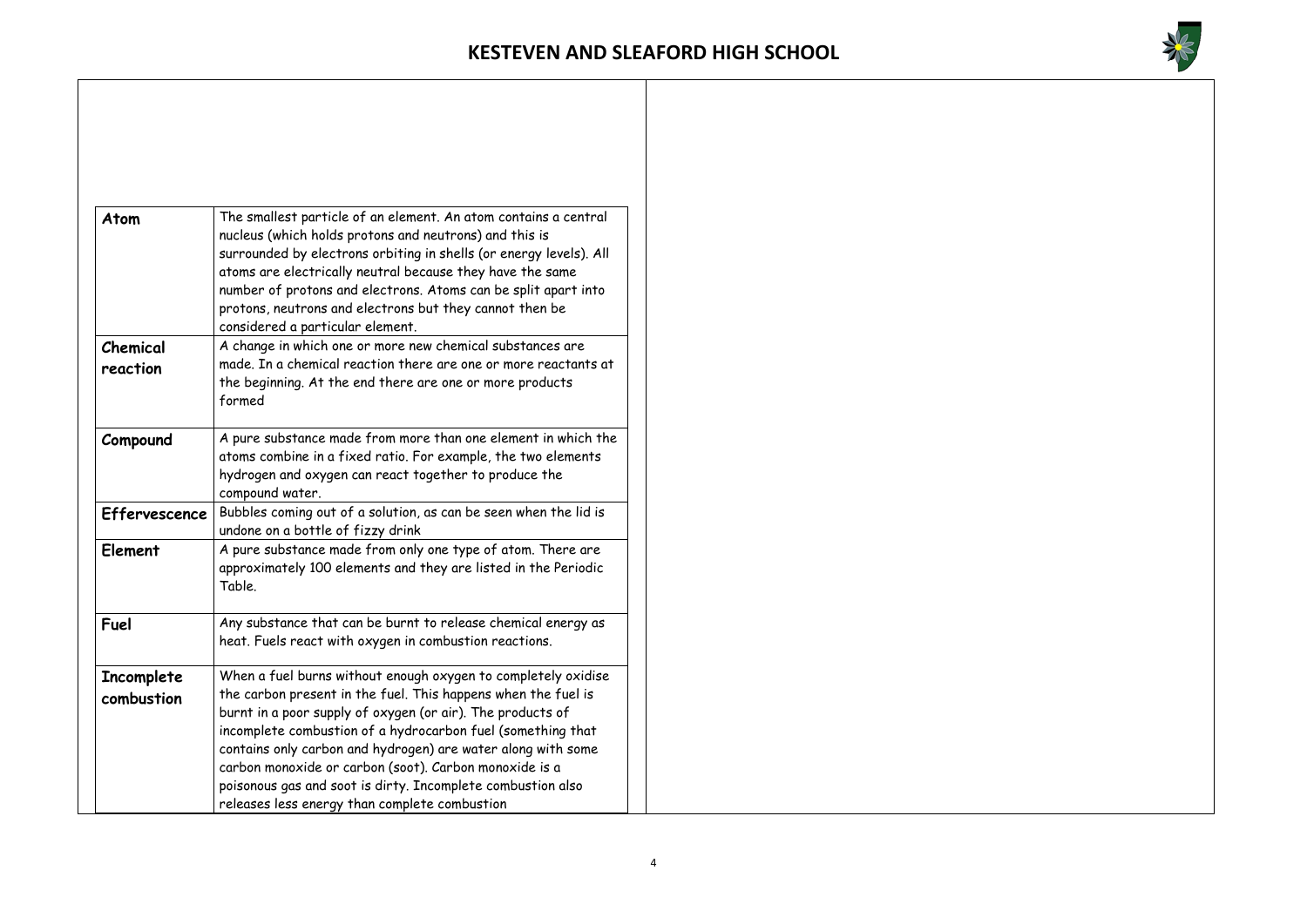| Atom | The smallest particle of an element. An atom contains a central nucleus (which holds protons and neutrons) and this is surrounded by electrons orbiting in shells (or energy levels). All atoms are electrically neutral because they have the same number of protons and electrons. Atoms can be split apart into protons, neutrons and electrons but they cannot then be considered a particular element. |
|---|---|
| **Chemical reaction** | A change in which one or more new chemical substances are made. In a chemical reaction there are one or more reactants at the beginning. At the end there are one or more products formed |
| **Compound** | A pure substance made from more than one element in which the atoms combine in a fixed ratio. For example, the two elements hydrogen and oxygen can react together to produce the compound water. |
| **Effervescence** | Bubbles coming out of a solution, as can be seen when the lid is undone on a bottle of fizzy drink |
| **Element** | A pure substance made from only one type of atom. There are approximately 100 elements and they are listed in the Periodic Table. |
| **Fuel** | Any substance that can be burnt to release chemical energy as heat. Fuels react with oxygen in combustion reactions. |
| **Incomplete combustion** | When a fuel burns without enough oxygen to completely oxidise the carbon present in the fuel. This happens when the fuel is burnt in a poor supply of oxygen (or air). The products of incomplete combustion of a hydrocarbon fuel (something that contains only carbon and hydrogen) are water along with some carbon monoxide or carbon (soot). Carbon monoxide is a poisonous gas and soot is dirty. Incomplete combustion also releases less energy than complete combustion |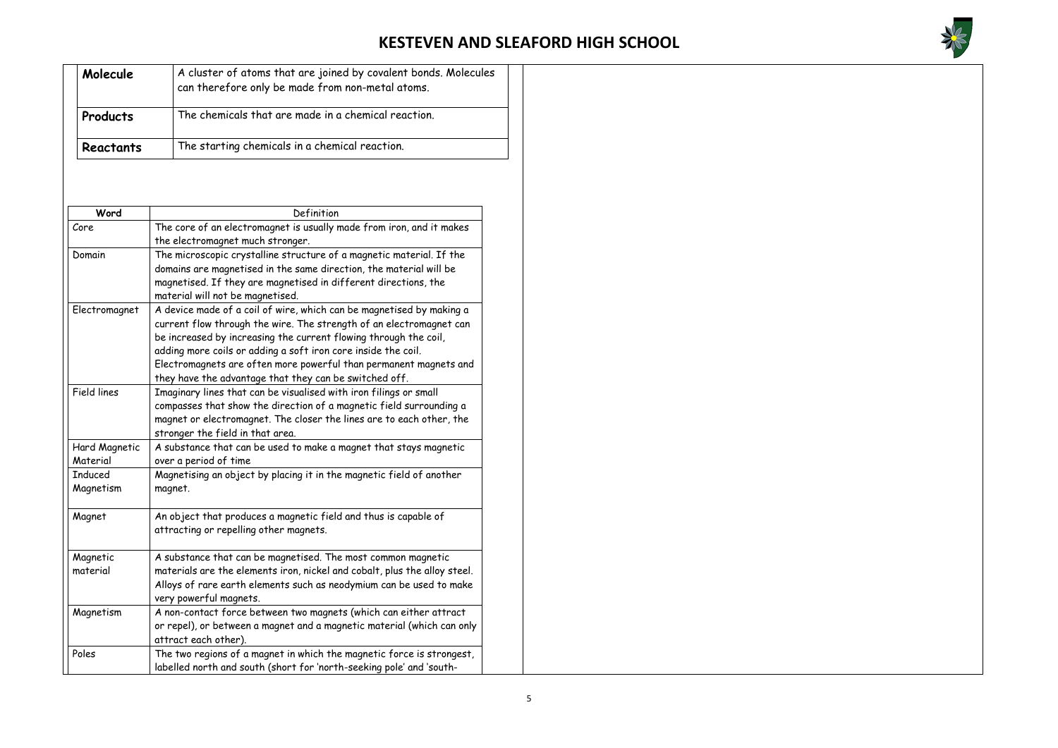| Molecule | A cluster of atoms that are joined by covalent bonds. Molecules can therefore only be made from non-metal atoms. |
|---|---|
| **Products** | The chemicals that are made in a chemical reaction. |
| **Reactants** | The starting chemicals in a chemical reaction. |

| Word | Definition |
|---|---|
| Core | The core of an electromagnet is usually made from iron, and it makes the electromagnet much stronger. |
| Domain | The microscopic crystalline structure of a magnetic material. If the domains are magnetised in the same direction, the material will be magnetised. If they are magnetised in different directions, the material will not be magnetised. |
| Electromagnet | A device made of a coil of wire, which can be magnetised by making a current flow through the wire. The strength of an electromagnet can be increased by increasing the current flowing through the coil, adding more coils or adding a soft iron core inside the coil. Electromagnets are often more powerful than permanent magnets and they have the advantage that they can be switched off. |
| Field lines | Imaginary lines that can be visualised with iron filings or small compasses that show the direction of a magnetic field surrounding a magnet or electromagnet. The closer the lines are to each other, the stronger the field in that area. |
| Hard Magnetic Material | A substance that can be used to make a magnet that stays magnetic over a period of time |
| Induced Magnetism | Magnetising an object by placing it in the magnetic field of another magnet. |
| Magnet | An object that produces a magnetic field and thus is capable of attracting or repelling other magnets. |
| Magnetic material | A substance that can be magnetised. The most common magnetic materials are the elements iron, nickel and cobalt, plus the alloy steel. Alloys of rare earth elements such as neodymium can be used to make very powerful magnets. |
| Magnetism | A non-contact force between two magnets (which can either attract or repel), or between a magnet and a magnetic material (which can only attract each other). |
| Poles | The two regions of a magnet in which the magnetic force is strongest, labelled north and south (short for 'north-seeking pole' and 'south- |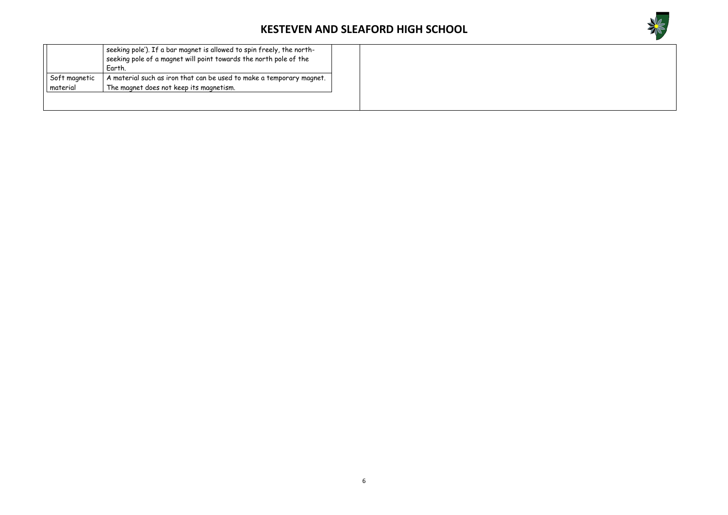| | |
|---|---|
| | seeking pole'). If a bar magnet is allowed to spin freely, the north-seeking pole of a magnet will point towards the north pole of the Earth. |
| Soft magnetic material | A material such as iron that can be used to make a temporary magnet. The magnet does not keep its magnetism. |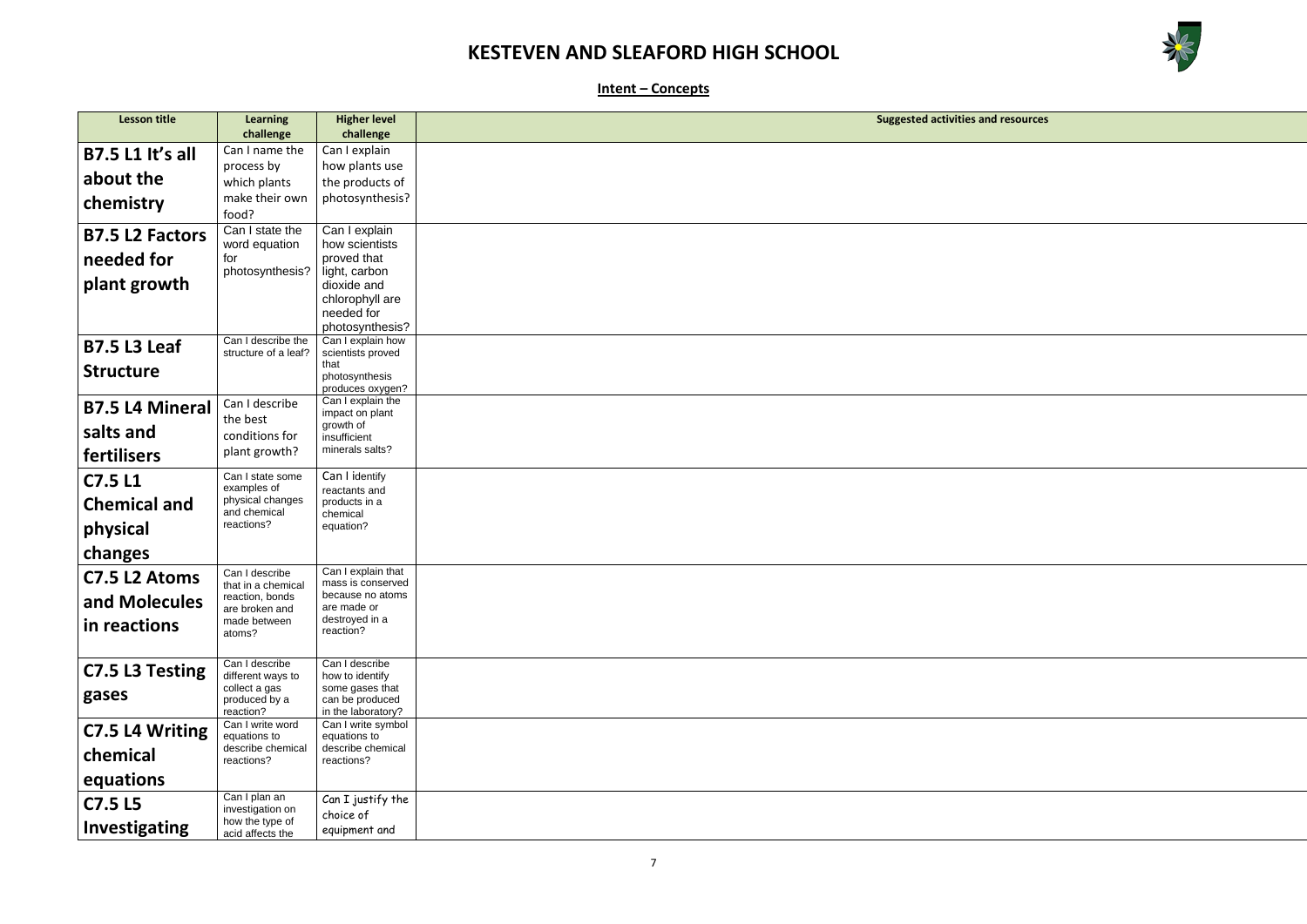# KESTEVEN AND SLEAFORD HIGH SCHOOL

## Intent – Concepts

| Lesson title | Learning challenge | Higher level challenge | Suggested activities and resources |
|---|---|---|---|
| **B7.5 L1 It's all about the chemistry** | Can I name the process by which plants make their own food? | Can I explain how plants use the products of photosynthesis? | |
| **B7.5 L2 Factors needed for plant growth** | Can I state the word equation for photosynthesis? | Can I explain how scientists proved that light, carbon dioxide and chlorophyll are needed for photosynthesis? | |
| **B7.5 L3 Leaf Structure** | Can I describe the structure of a leaf? | Can I explain how scientists proved that photosynthesis produces oxygen? | |
| **B7.5 L4 Mineral salts and fertilisers** | Can I describe the best conditions for plant growth? | Can I explain the impact on plant growth of insufficient minerals salts? | |
| **C7.5 L1 Chemical and physical changes** | Can I state some examples of physical changes and chemical reactions? | Can I identify reactants and products in a chemical equation? | |
| **C7.5 L2 Atoms and Molecules in reactions** | Can I describe that in a chemical reaction, bonds are broken and made between atoms? | Can I explain that mass is conserved because no atoms are made or destroyed in a reaction? | |
| **C7.5 L3 Testing gases** | Can I describe different ways to collect a gas produced by a reaction? | Can I describe how to identify some gases that can be produced in the laboratory? | |
| **C7.5 L4 Writing chemical equations** | Can I write word equations to describe chemical reactions? | Can I write symbol equations to describe chemical reactions? | |
| **C7.5 L5 Investigating** | Can I plan an investigation on how the type of acid affects the | Can I justify the choice of equipment and | |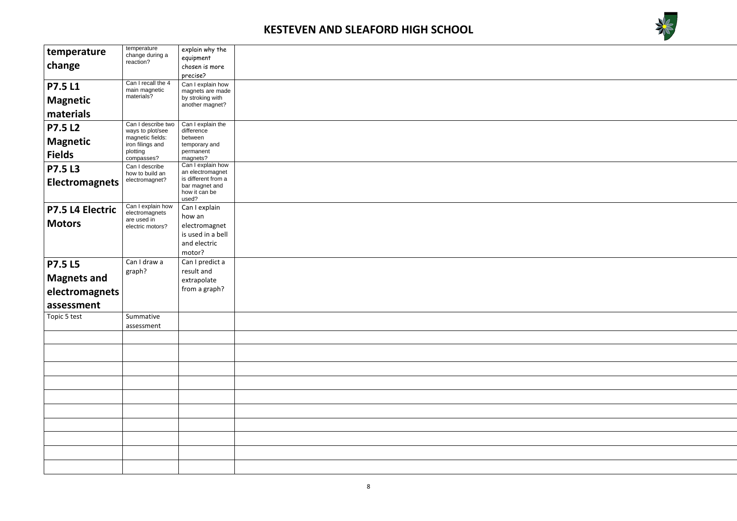# KESTEVEN AND SLEAFORD HIGH SCHOOL

| | | | |
|---|---|---|---|
| **temperature change** | temperature change during a reaction? | explain why the equipment chosen is more precise? | |
| **P7.5 L1 Magnetic materials** | Can I recall the 4 main magnetic materials? | Can I explain how magnets are made by stroking with another magnet? | |
| **P7.5 L2 Magnetic Fields** | Can I describe two ways to plot/see magnetic fields: iron filings and plotting compasses? | Can I explain the difference between temporary and permanent magnets? | |
| **P7.5 L3 Electromagnets** | Can I describe how to build an electromagnet? | Can I explain how an electromagnet is different from a bar magnet and how it can be used? | |
| **P7.5 L4 Electric Motors** | Can I explain how electromagnets are used in electric motors? | Can I explain how an electromagnet is used in a bell and electric motor? | |
| **P7.5 L5 Magnets and electromagnets assessment** | Can I draw a graph? | Can I predict a result and extrapolate from a graph? | |
| Topic 5 test | Summative assessment | | |
| | | | |
| | | | |
| | | | |
| | | | |
| | | | |
| | | | |
| | | | |
| | | | |
| | | | |
| | | | |